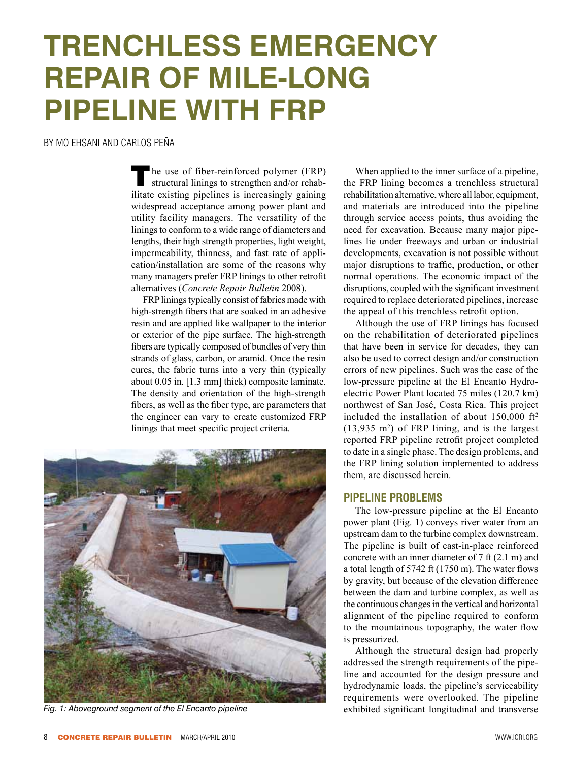# TRENCHLESS EMERGENCY REPAIR OF MILE-LONG PIPELINE WITH FRP

BY MO EHSANI AND CARLOS PEÑA

The use of fiber-reinforced polymer (FRP) structural linings to strengthen and/or rehabilitate existing pipelines is increasingly gaining widespread acceptance among power plant and utility facility managers. The versatility of the linings to conform to a wide range of diameters and lengths, their high strength properties, light weight, impermeability, thinness, and fast rate of application/installation are some of the reasons why many managers prefer FRP linings to other retrofit alternatives (*Concrete Repair Bulletin* 2008).

FRP linings typically consist of fabrics made with high-strength fibers that are soaked in an adhesive resin and are applied like wallpaper to the interior or exterior of the pipe surface. The high-strength fibers are typically composed of bundles of very thin strands of glass, carbon, or aramid. Once the resin cures, the fabric turns into a very thin (typically about 0.05 in. [1.3 mm] thick) composite laminate. The density and orientation of the high-strength fibers, as well as the fiber type, are parameters that the engineer can vary to create customized FRP linings that meet specific project criteria.

*Fig. 1: Aboveground segment of the El Encanto pipeline*

When applied to the inner surface of a pipeline, the FRP lining becomes a trenchless structural rehabilitation alternative, where all labor, equipment, and materials are introduced into the pipeline through service access points, thus avoiding the need for excavation. Because many major pipelines lie under freeways and urban or industrial developments, excavation is not possible without major disruptions to traffic, production, or other normal operations. The economic impact of the disruptions, coupled with the significant investment required to replace deteriorated pipelines, increase the appeal of this trenchless retrofit option.

Although the use of FRP linings has focused on the rehabilitation of deteriorated pipelines that have been in service for decades, they can also be used to correct design and/or construction errors of new pipelines. Such was the case of the low-pressure pipeline at the El Encanto Hydroelectric Power Plant located 75 miles (120.7 km) northwest of San José, Costa Rica. This project included the installation of about 150,000 ft$^2$ (13,935 m$^2$) of FRP lining, and is the largest reported FRP pipeline retrofit project completed to date in a single phase. The design problems, and the FRP lining solution implemented to address them, are discussed herein.

## PIPELINE PROBLEMS

The low-pressure pipeline at the El Encanto power plant (Fig. 1) conveys river water from an upstream dam to the turbine complex downstream. The pipeline is built of cast-in-place reinforced concrete with an inner diameter of 7 ft (2.1 m) and a total length of 5742 ft (1750 m). The water flows by gravity, but because of the elevation difference between the dam and turbine complex, as well as the continuous changes in the vertical and horizontal alignment of the pipeline required to conform to the mountainous topography, the water flow is pressurized.

Although the structural design had properly addressed the strength requirements of the pipeline and accounted for the design pressure and hydrodynamic loads, the pipeline's serviceability requirements were overlooked. The pipeline exhibited significant longitudinal and transverse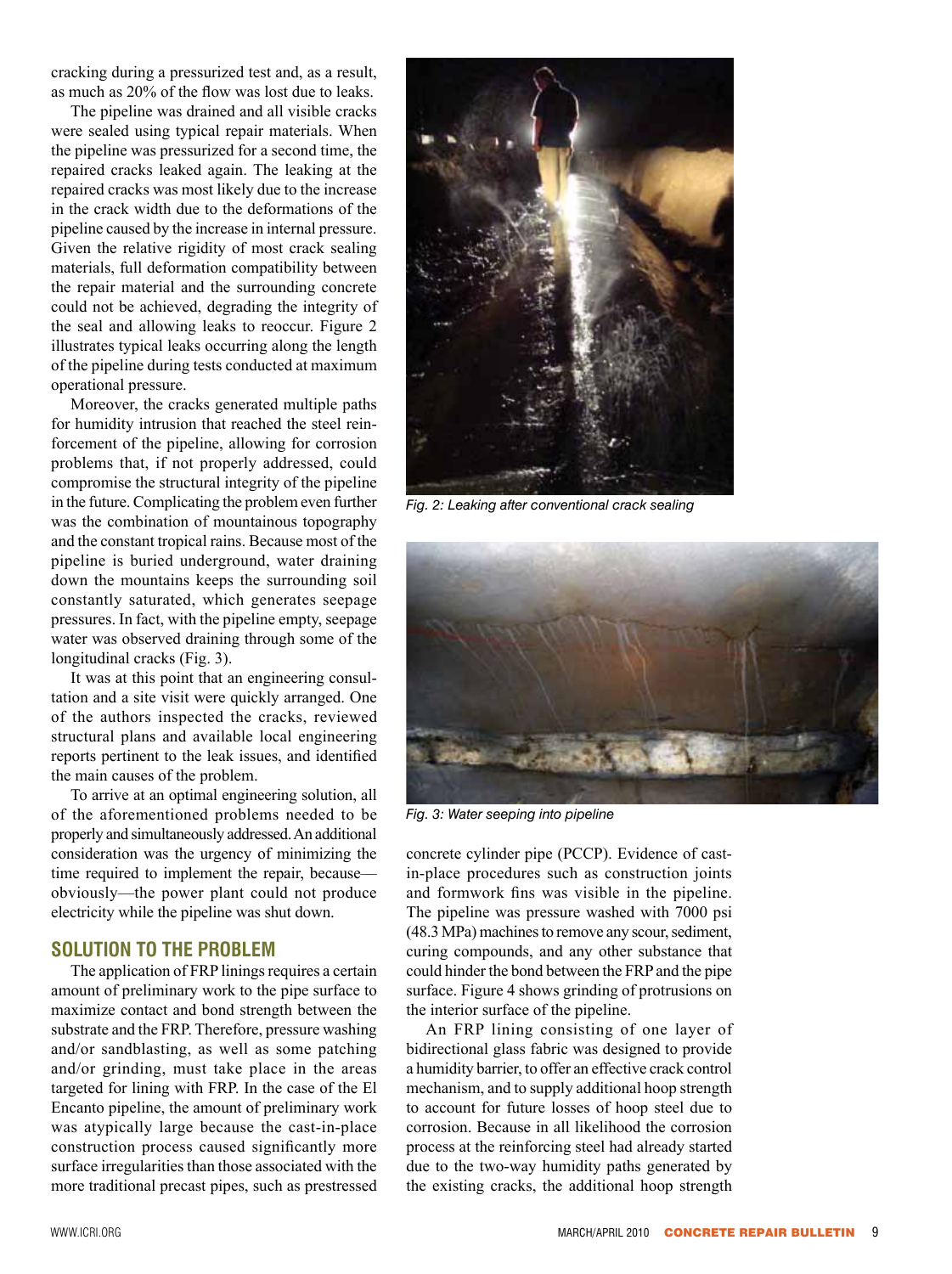cracking during a pressurized test and, as a result, as much as 20% of the flow was lost due to leaks.

The pipeline was drained and all visible cracks were sealed using typical repair materials. When the pipeline was pressurized for a second time, the repaired cracks leaked again. The leaking at the repaired cracks was most likely due to the increase in the crack width due to the deformations of the pipeline caused by the increase in internal pressure. Given the relative rigidity of most crack sealing materials, full deformation compatibility between the repair material and the surrounding concrete could not be achieved, degrading the integrity of the seal and allowing leaks to reoccur. Figure 2 illustrates typical leaks occurring along the length of the pipeline during tests conducted at maximum operational pressure.

Moreover, the cracks generated multiple paths for humidity intrusion that reached the steel reinforcement of the pipeline, allowing for corrosion problems that, if not properly addressed, could compromise the structural integrity of the pipeline in the future. Complicating the problem even further was the combination of mountainous topography and the constant tropical rains. Because most of the pipeline is buried underground, water draining down the mountains keeps the surrounding soil constantly saturated, which generates seepage pressures. In fact, with the pipeline empty, seepage water was observed draining through some of the longitudinal cracks (Fig. 3).

It was at this point that an engineering consultation and a site visit were quickly arranged. One of the authors inspected the cracks, reviewed structural plans and available local engineering reports pertinent to the leak issues, and identified the main causes of the problem.

To arrive at an optimal engineering solution, all of the aforementioned problems needed to be properly and simultaneously addressed. An additional consideration was the urgency of minimizing the time required to implement the repair, because—obviously—the power plant could not produce electricity while the pipeline was shut down.

Fig. 2: Leaking after conventional crack sealing

Fig. 3: Water seeping into pipeline

## SOLUTION TO THE PROBLEM

The application of FRP linings requires a certain amount of preliminary work to the pipe surface to maximize contact and bond strength between the substrate and the FRP. Therefore, pressure washing and/or sandblasting, as well as some patching and/or grinding, must take place in the areas targeted for lining with FRP. In the case of the El Encanto pipeline, the amount of preliminary work was atypically large because the cast-in-place construction process caused significantly more surface irregularities than those associated with the more traditional precast pipes, such as prestressed concrete cylinder pipe (PCCP). Evidence of cast-in-place procedures such as construction joints and formwork fins was visible in the pipeline. The pipeline was pressure washed with 7000 psi (48.3 MPa) machines to remove any scour, sediment, curing compounds, and any other substance that could hinder the bond between the FRP and the pipe surface. Figure 4 shows grinding of protrusions on the interior surface of the pipeline.

An FRP lining consisting of one layer of bidirectional glass fabric was designed to provide a humidity barrier, to offer an effective crack control mechanism, and to supply additional hoop strength to account for future losses of hoop steel due to corrosion. Because in all likelihood the corrosion process at the reinforcing steel had already started due to the two-way humidity paths generated by the existing cracks, the additional hoop strength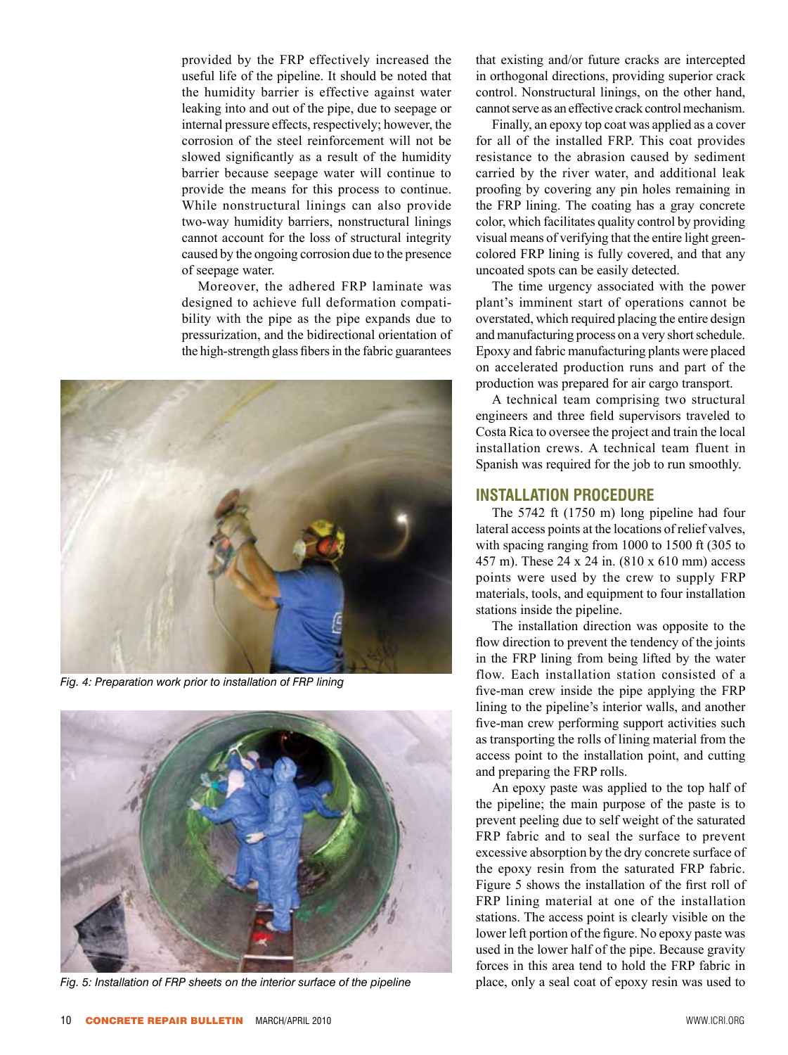provided by the FRP effectively increased the useful life of the pipeline. It should be noted that the humidity barrier is effective against water leaking into and out of the pipe, due to seepage or internal pressure effects, respectively; however, the corrosion of the steel reinforcement will not be slowed significantly as a result of the humidity barrier because seepage water will continue to provide the means for this process to continue. While nonstructural linings can also provide two-way humidity barriers, nonstructural linings cannot account for the loss of structural integrity caused by the ongoing corrosion due to the presence of seepage water.

Moreover, the adhered FRP laminate was designed to achieve full deformation compatibility with the pipe as the pipe expands due to pressurization, and the bidirectional orientation of the high-strength glass fibers in the fabric guarantees that existing and/or future cracks are intercepted in orthogonal directions, providing superior crack control. Nonstructural linings, on the other hand, cannot serve as an effective crack control mechanism.

*Fig. 4: Preparation work prior to installation of FRP lining*

*Fig. 5: Installation of FRP sheets on the interior surface of the pipeline*

Finally, an epoxy top coat was applied as a cover for all of the installed FRP. This coat provides resistance to the abrasion caused by sediment carried by the river water, and additional leak proofing by covering any pin holes remaining in the FRP lining. The coating has a gray concrete color, which facilitates quality control by providing visual means of verifying that the entire light green-colored FRP lining is fully covered, and that any uncoated spots can be easily detected.

The time urgency associated with the power plant's imminent start of operations cannot be overstated, which required placing the entire design and manufacturing process on a very short schedule. Epoxy and fabric manufacturing plants were placed on accelerated production runs and part of the production was prepared for air cargo transport.

A technical team comprising two structural engineers and three field supervisors traveled to Costa Rica to oversee the project and train the local installation crews. A technical team fluent in Spanish was required for the job to run smoothly.

## INSTALLATION PROCEDURE

The 5742 ft (1750 m) long pipeline had four lateral access points at the locations of relief valves, with spacing ranging from 1000 to 1500 ft (305 to 457 m). These 24 x 24 in. (810 x 610 mm) access points were used by the crew to supply FRP materials, tools, and equipment to four installation stations inside the pipeline.

The installation direction was opposite to the flow direction to prevent the tendency of the joints in the FRP lining from being lifted by the water flow. Each installation station consisted of a five-man crew inside the pipe applying the FRP lining to the pipeline's interior walls, and another five-man crew performing support activities such as transporting the rolls of lining material from the access point to the installation point, and cutting and preparing the FRP rolls.

An epoxy paste was applied to the top half of the pipeline; the main purpose of the paste is to prevent peeling due to self weight of the saturated FRP fabric and to seal the surface to prevent excessive absorption by the dry concrete surface of the epoxy resin from the saturated FRP fabric. Figure 5 shows the installation of the first roll of FRP lining material at one of the installation stations. The access point is clearly visible on the lower left portion of the figure. No epoxy paste was used in the lower half of the pipe. Because gravity forces in this area tend to hold the FRP fabric in place, only a seal coat of epoxy resin was used to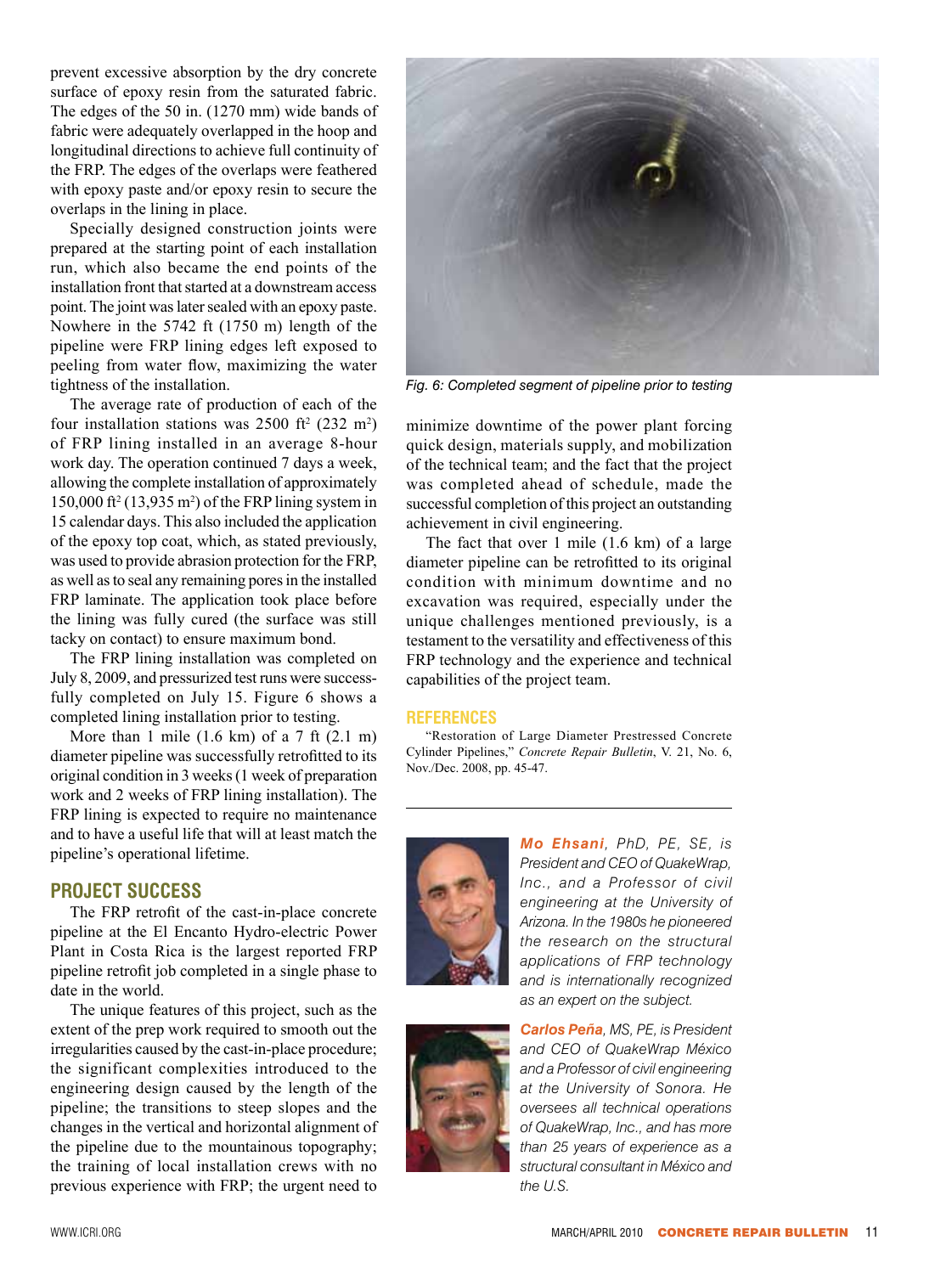prevent excessive absorption by the dry concrete surface of epoxy resin from the saturated fabric. The edges of the 50 in. (1270 mm) wide bands of fabric were adequately overlapped in the hoop and longitudinal directions to achieve full continuity of the FRP. The edges of the overlaps were feathered with epoxy paste and/or epoxy resin to secure the overlaps in the lining in place.

Specially designed construction joints were prepared at the starting point of each installation run, which also became the end points of the installation front that started at a downstream access point. The joint was later sealed with an epoxy paste. Nowhere in the 5742 ft (1750 m) length of the pipeline were FRP lining edges left exposed to peeling from water flow, maximizing the water tightness of the installation.

The average rate of production of each of the four installation stations was 2500 ft$^2$ (232 m$^2$) of FRP lining installed in an average 8-hour work day. The operation continued 7 days a week, allowing the complete installation of approximately 150,000 ft$^2$ (13,935 m$^2$) of the FRP lining system in 15 calendar days. This also included the application of the epoxy top coat, which, as stated previously, was used to provide abrasion protection for the FRP, as well as to seal any remaining pores in the installed FRP laminate. The application took place before the lining was fully cured (the surface was still tacky on contact) to ensure maximum bond.

The FRP lining installation was completed on July 8, 2009, and pressurized test runs were successfully completed on July 15. Figure 6 shows a completed lining installation prior to testing.

More than 1 mile (1.6 km) of a 7 ft (2.1 m) diameter pipeline was successfully retrofitted to its original condition in 3 weeks (1 week of preparation work and 2 weeks of FRP lining installation). The FRP lining is expected to require no maintenance and to have a useful life that will at least match the pipeline's operational lifetime.

## PROJECT SUCCESS

The FRP retrofit of the cast-in-place concrete pipeline at the El Encanto Hydro-electric Power Plant in Costa Rica is the largest reported FRP pipeline retrofit job completed in a single phase to date in the world.

The unique features of this project, such as the extent of the prep work required to smooth out the irregularities caused by the cast-in-place procedure; the significant complexities introduced to the engineering design caused by the length of the pipeline; the transitions to steep slopes and the changes in the vertical and horizontal alignment of the pipeline due to the mountainous topography; the training of local installation crews with no previous experience with FRP; the urgent need to minimize downtime of the power plant forcing quick design, materials supply, and mobilization of the technical team; and the fact that the project was completed ahead of schedule, made the successful completion of this project an outstanding achievement in civil engineering.

The fact that over 1 mile (1.6 km) of a large diameter pipeline can be retrofitted to its original condition with minimum downtime and no excavation was required, especially under the unique challenges mentioned previously, is a testament to the versatility and effectiveness of this FRP technology and the experience and technical capabilities of the project team.

*Fig. 6: Completed segment of pipeline prior to testing*

## REFERENCES

"Restoration of Large Diameter Prestressed Concrete Cylinder Pipelines," *Concrete Repair Bulletin*, V. 21, No. 6, Nov./Dec. 2008, pp. 45-47.

***Mo Ehsani**, PhD, PE, SE, is President and CEO of QuakeWrap, Inc., and a Professor of civil engineering at the University of Arizona. In the 1980s he pioneered the research on the structural applications of FRP technology and is internationally recognized as an expert on the subject.*

***Carlos Peña**, MS, PE, is President and CEO of QuakeWrap México and a Professor of civil engineering at the University of Sonora. He oversees all technical operations of QuakeWrap, Inc., and has more than 25 years of experience as a structural consultant in México and the U.S.*